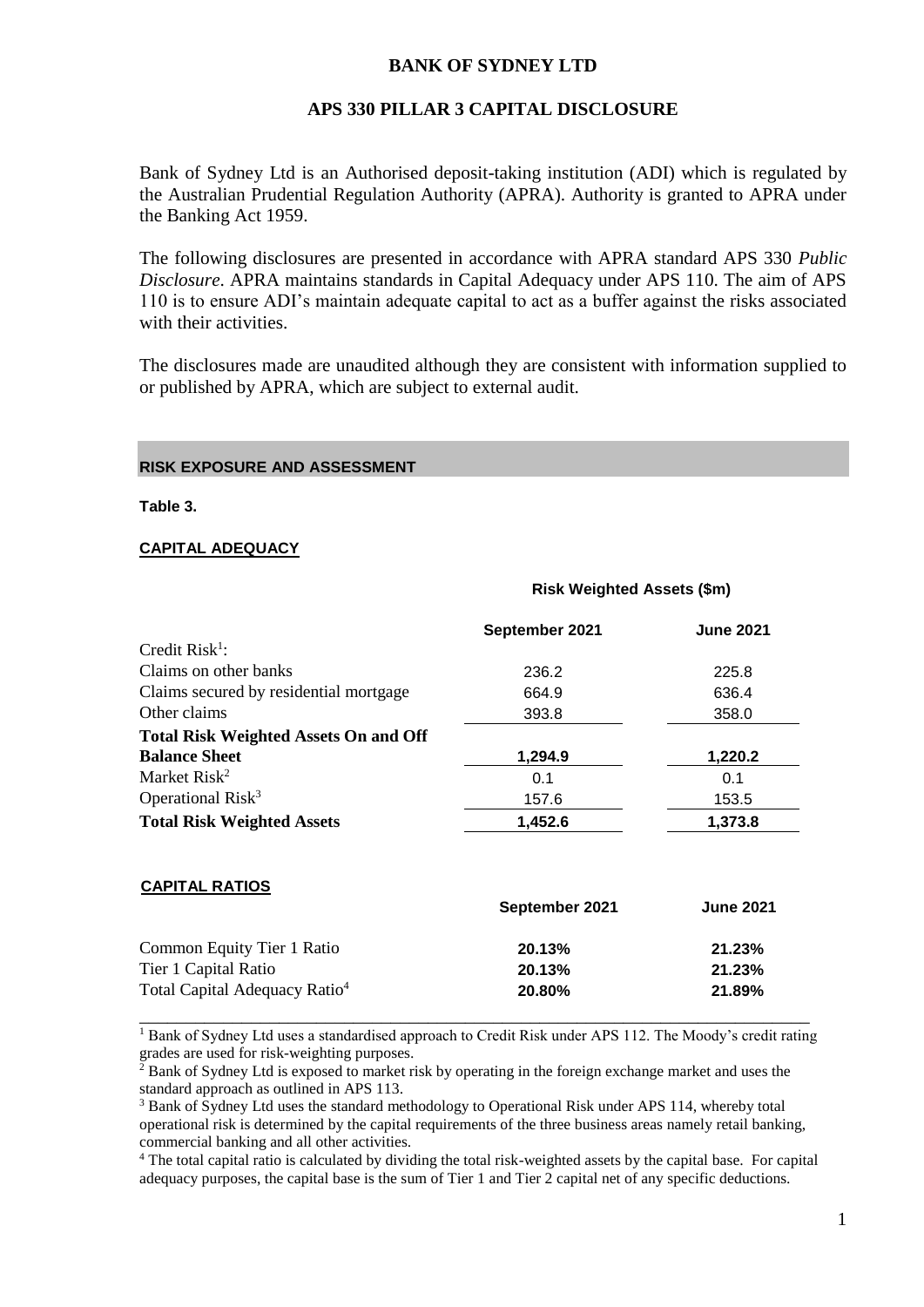# BANK OF SYDNEY LTD

## APS 330 PILLAR 3 CAPITAL DISCLOSURE

Bank of Sydney Ltd is an Authorised deposit-taking institution (ADI) which is regulated by the Australian Prudential Regulation Authority (APRA). Authority is granted to APRA under the Banking Act 1959.

The following disclosures are presented in accordance with APRA standard APS 330 *Public Disclosure*. APRA maintains standards in Capital Adequacy under APS 110. The aim of APS 110 is to ensure ADI's maintain adequate capital to act as a buffer against the risks associated with their activities.

The disclosures made are unaudited although they are consistent with information supplied to or published by APRA, which are subject to external audit.

### RISK EXPOSURE AND ASSESSMENT

**Table 3.**

**CAPITAL ADEQUACY**

| | Risk Weighted Assets ($m) | |
|---|---|---|
| | **September 2021** | **June 2021** |
| Credit Risk[1]: | | |
| Claims on other banks | 236.2 | 225.8 |
| Claims secured by residential mortgage | 664.9 | 636.4 |
| Other claims | 393.8 | 358.0 |
| **Total Risk Weighted Assets On and Off Balance Sheet** | **1,294.9** | **1,220.2** |
| Market Risk[2] | 0.1 | 0.1 |
| Operational Risk[3] | 157.6 | 153.5 |
| **Total Risk Weighted Assets** | **1,452.6** | **1,373.8** |

**CAPITAL RATIOS**

| | September 2021 | June 2021 |
|---|---|---|
| Common Equity Tier 1 Ratio | **20.13%** | **21.23%** |
| Tier 1 Capital Ratio | **20.13%** | **21.23%** |
| Total Capital Adequacy Ratio[4] | **20.80%** | **21.89%** |

[1] Bank of Sydney Ltd uses a standardised approach to Credit Risk under APS 112. The Moody's credit rating grades are used for risk-weighting purposes.

[2] Bank of Sydney Ltd is exposed to market risk by operating in the foreign exchange market and uses the standard approach as outlined in APS 113.

[3] Bank of Sydney Ltd uses the standard methodology to Operational Risk under APS 114, whereby total operational risk is determined by the capital requirements of the three business areas namely retail banking, commercial banking and all other activities.

[4] The total capital ratio is calculated by dividing the total risk-weighted assets by the capital base. For capital adequacy purposes, the capital base is the sum of Tier 1 and Tier 2 capital net of any specific deductions.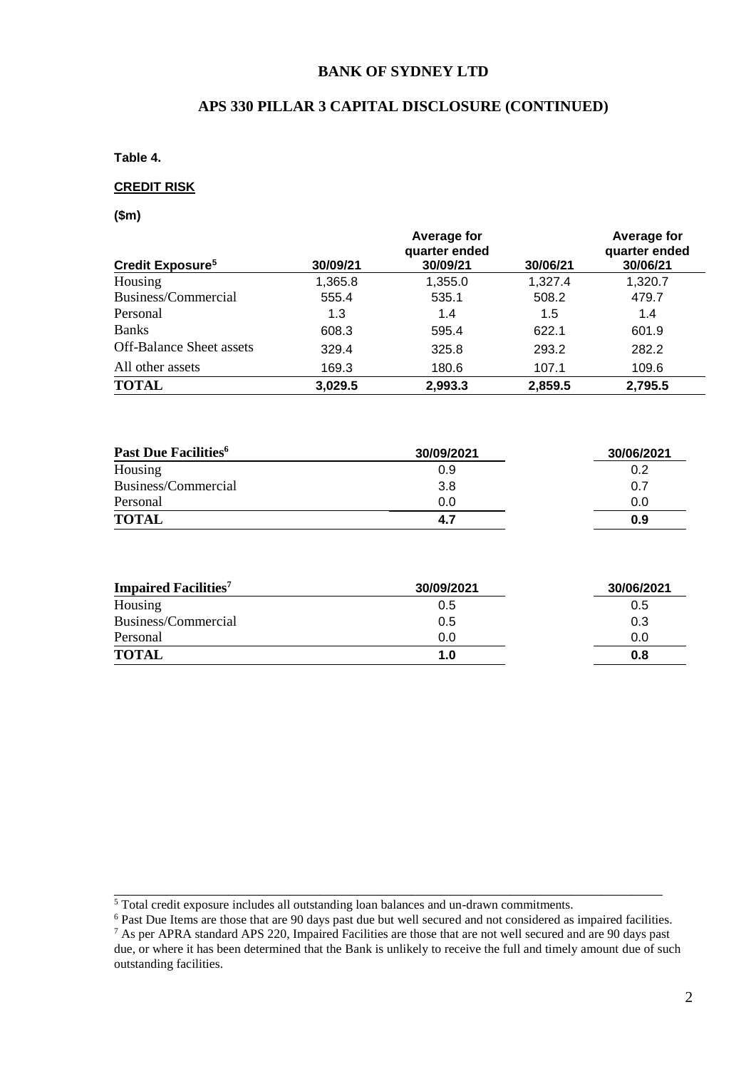# BANK OF SYDNEY LTD

## APS 330 PILLAR 3 CAPITAL DISCLOSURE (CONTINUED)

**Table 4.**

**CREDIT RISK**

**($m)**

| Credit Exposure[5] | 30/09/21 | Average for quarter ended 30/09/21 | 30/06/21 | Average for quarter ended 30/06/21 |
|---|---|---|---|---|
| Housing | 1,365.8 | 1,355.0 | 1,327.4 | 1,320.7 |
| Business/Commercial | 555.4 | 535.1 | 508.2 | 479.7 |
| Personal | 1.3 | 1.4 | 1.5 | 1.4 |
| Banks | 608.3 | 595.4 | 622.1 | 601.9 |
| Off-Balance Sheet assets | 329.4 | 325.8 | 293.2 | 282.2 |
| All other assets | 169.3 | 180.6 | 107.1 | 109.6 |
| **TOTAL** | **3,029.5** | **2,993.3** | **2,859.5** | **2,795.5** |

| Past Due Facilities[6] | 30/09/2021 | 30/06/2021 |
|---|---|---|
| Housing | 0.9 | 0.2 |
| Business/Commercial | 3.8 | 0.7 |
| Personal | 0.0 | 0.0 |
| **TOTAL** | **4.7** | **0.9** |

| Impaired Facilities[7] | 30/09/2021 | 30/06/2021 |
|---|---|---|
| Housing | 0.5 | 0.5 |
| Business/Commercial | 0.5 | 0.3 |
| Personal | 0.0 | 0.0 |
| **TOTAL** | **1.0** | **0.8** |

---

[5] Total credit exposure includes all outstanding loan balances and un-drawn commitments.

[6] Past Due Items are those that are 90 days past due but well secured and not considered as impaired facilities.

[7] As per APRA standard APS 220, Impaired Facilities are those that are not well secured and are 90 days past due, or where it has been determined that the Bank is unlikely to receive the full and timely amount due of such outstanding facilities.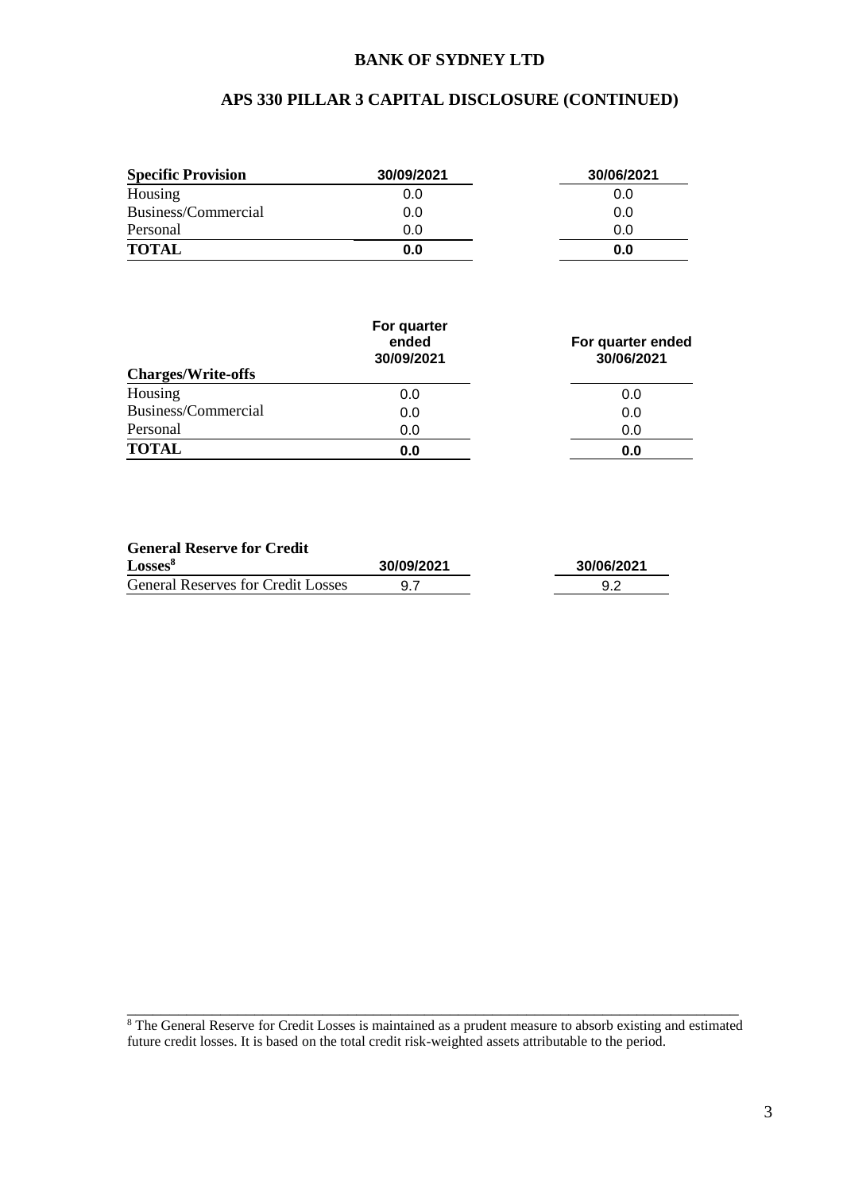**BANK OF SYDNEY LTD**

**APS 330 PILLAR 3 CAPITAL DISCLOSURE (CONTINUED)**

| Specific Provision | 30/09/2021 | 30/06/2021 |
|---|---|---|
| Housing | 0.0 | 0.0 |
| Business/Commercial | 0.0 | 0.0 |
| Personal | 0.0 | 0.0 |
| **TOTAL** | **0.0** | **0.0** |

| Charges/Write-offs | For quarter ended 30/09/2021 | For quarter ended 30/06/2021 |
|---|---|---|
| Housing | 0.0 | 0.0 |
| Business/Commercial | 0.0 | 0.0 |
| Personal | 0.0 | 0.0 |
| **TOTAL** | **0.0** | **0.0** |

| General Reserve for Credit Losses[8] | 30/09/2021 | 30/06/2021 |
|---|---|---|
| General Reserves for Credit Losses | 9.7 | 9.2 |

[8] The General Reserve for Credit Losses is maintained as a prudent measure to absorb existing and estimated future credit losses. It is based on the total credit risk-weighted assets attributable to the period.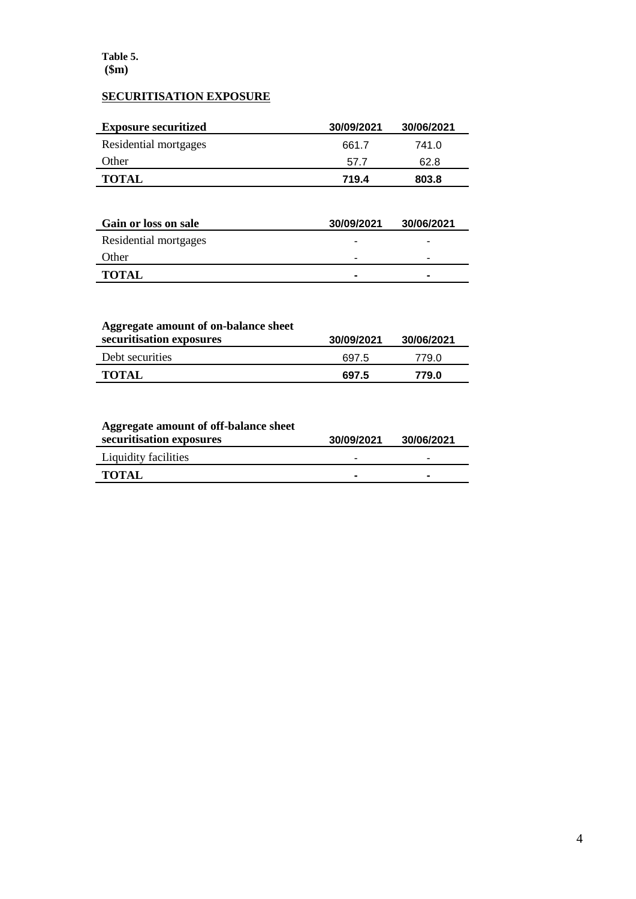**Table 5.**
**($m)**

## SECURITISATION EXPOSURE

| Exposure securitized | 30/09/2021 | 30/06/2021 |
|---|---|---|
| Residential mortgages | 661.7 | 741.0 |
| Other | 57.7 | 62.8 |
| **TOTAL** | **719.4** | **803.8** |

| Gain or loss on sale | 30/09/2021 | 30/06/2021 |
|---|---|---|
| Residential mortgages | - | - |
| Other | - | - |
| **TOTAL** | **-** | **-** |

| Aggregate amount of on-balance sheet securitisation exposures | 30/09/2021 | 30/06/2021 |
|---|---|---|
| Debt securities | 697.5 | 779.0 |
| **TOTAL** | **697.5** | **779.0** |

| Aggregate amount of off-balance sheet securitisation exposures | 30/09/2021 | 30/06/2021 |
|---|---|---|
| Liquidity facilities | - | - |
| **TOTAL** | **-** | **-** |